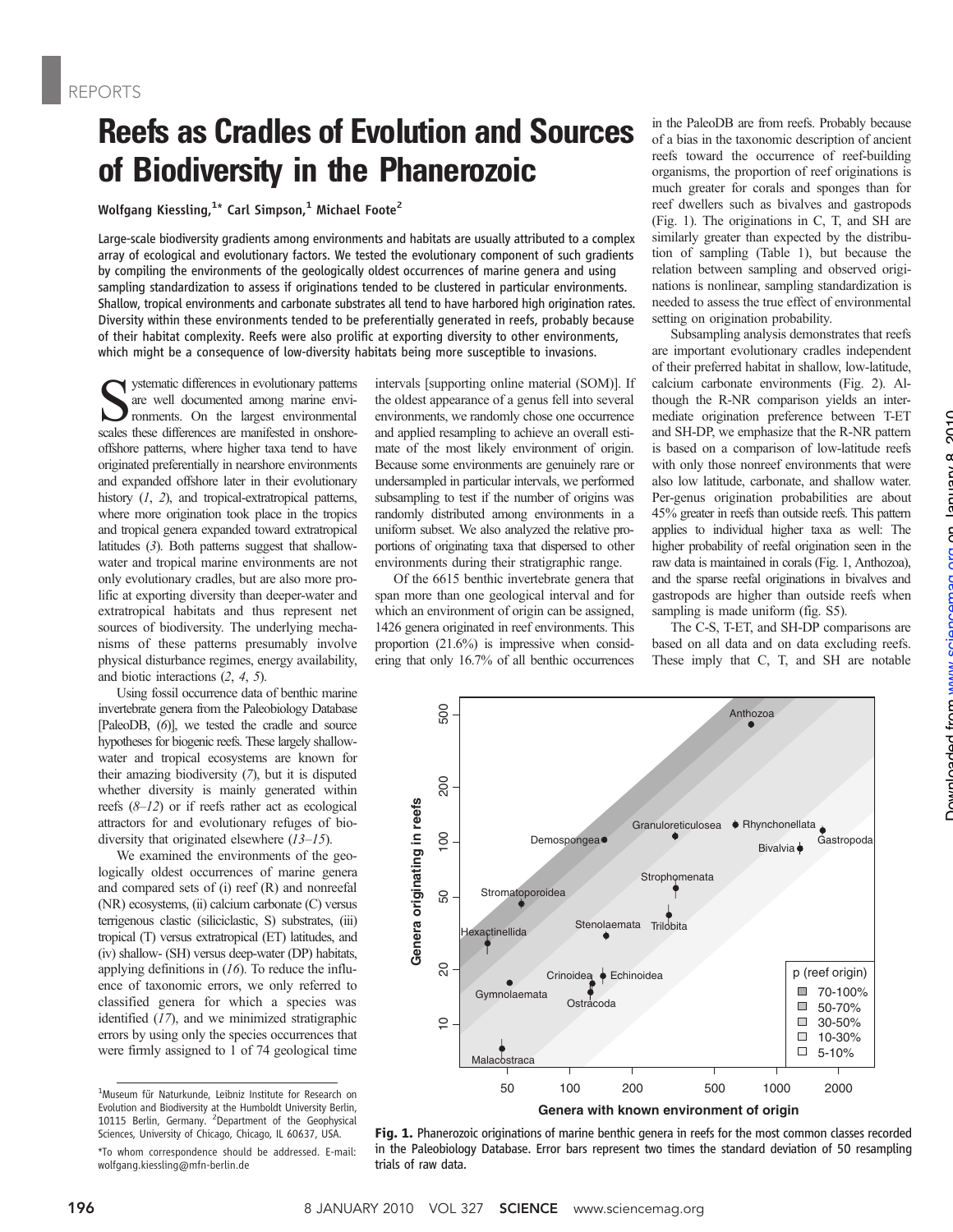# Reefs as Cradles of Evolution and Sources of Biodiversity in the Phanerozoic

Wolfgang Kiessling,[1]* Carl Simpson,[1] Michael Foote[2]

Large-scale biodiversity gradients among environments and habitats are usually attributed to a complex array of ecological and evolutionary factors. We tested the evolutionary component of such gradients by compiling the environments of the geologically oldest occurrences of marine genera and using sampling standardization to assess if originations tended to be clustered in particular environments. Shallow, tropical environments and carbonate substrates all tend to have harbored high origination rates. Diversity within these environments tended to be preferentially generated in reefs, probably because of their habitat complexity. Reefs were also prolific at exporting diversity to other environments, which might be a consequence of low-diversity habitats being more susceptible to invasions.

Systematic differences in evolutionary patterns are well documented among marine environments. On the largest environmental scales these differences are manifested in onshore-offshore patterns, where higher taxa tend to have originated preferentially in nearshore environments and expanded offshore later in their evolutionary history (1, 2), and tropical-extratropical patterns, where more origination took place in the tropics and tropical genera expanded toward extratropical latitudes (3). Both patterns suggest that shallow-water and tropical marine environments are not only evolutionary cradles, but are also more prolific at exporting diversity than deeper-water and extratropical habitats and thus represent net sources of biodiversity. The underlying mechanisms of these patterns presumably involve physical disturbance regimes, energy availability, and biotic interactions (2, 4, 5).

Using fossil occurrence data of benthic marine invertebrate genera from the Paleobiology Database [PaleoDB, (6)], we tested the cradle and source hypotheses for biogenic reefs. These largely shallow-water and tropical ecosystems are known for their amazing biodiversity (7), but it is disputed whether diversity is mainly generated within reefs (8–12) or if reefs rather act as ecological attractors and evolutionary refuges of biodiversity that originated elsewhere (13–15).

We examined the environments of the geologically oldest occurrences of marine genera and compared sets of (i) reef (R) and nonreefal (NR) ecosystems, (ii) calcium carbonate (C) versus terrigenous clastic (siliciclastic, S) substrates, (iii) tropical (T) versus extratropical (ET) latitudes, and (iv) shallow- (SH) versus deep-water (DP) habitats, applying definitions in (16). To reduce the influence of taxonomic errors, we only referred to classified genera for which a species was identified (17), and we minimized stratigraphic errors by using only the species occurrences that were firmly assigned to 1 of 74 geological time intervals [supporting online material (SOM)]. If the oldest appearance of a genus fell into several environments, we randomly chose one occurrence and applied resampling to achieve an overall estimate of the most likely environment of origin. Because some environments are genuinely rare or undersampled in particular intervals, we performed subsampling to test if the number of origins was randomly distributed among environments in a uniform subset. We also analyzed the relative proportions of originating taxa that dispersed to other environments during their stratigraphic range.

Of the 6615 benthic invertebrate genera that span more than one geological interval and for which an environment of origin can be assigned, 1426 genera originated in reef environments. This proportion (21.6%) is impressive when considering that only 16.7% of all benthic occurrences in the PaleoDB are from reefs. Probably because of a bias in the taxonomic description of ancient reefs toward the occurrence of reef-building organisms, the proportion of reef originations is much greater for corals and sponges than for reef dwellers such as bivalves and gastropods (Fig. 1). The originations in C, T, and SH are similarly greater than expected by the distribution of sampling (Table 1), but because the relation between sampling and observed originations is nonlinear, sampling standardization is needed to assess the true effect of environmental setting on origination probability.

Subsampling analysis demonstrates that reefs are important evolutionary cradles independent of their preferred habitat in shallow, low-latitude, calcium carbonate environments (Fig. 2). Although the R-NR comparison yields an intermediate origination preference between T-ET and SH-DP, we emphasize that the R-NR pattern is based on a comparison of low-latitude reefs with only those nonreef environments that were also low latitude, carbonate, and shallow water. Per-genus origination probabilities are about 45% greater in reefs than outside reefs. This pattern applies to individual higher taxa as well: The higher probability of reefal origination seen in the raw data is maintained in corals (Fig. 1, Anthozoa), and the sparse reefal originations in bivalves and gastropods are higher than outside reefs when sampling is made uniform (fig. S5).

The C-S, T-ET, and SH-DP comparisons are based on all data and on data excluding reefs. These imply that C, T, and SH are notable

**Fig. 1.** Phanerozoic originations of marine benthic genera in reefs for the most common classes recorded in the Paleobiology Database. Error bars represent two times the standard deviation of 50 resampling trials of raw data.

---

[1]Museum für Naturkunde, Leibniz Institute for Research on Evolution and Biodiversity at the Humboldt University Berlin, 10115 Berlin, Germany. [2]Department of the Geophysical Sciences, University of Chicago, Chicago, IL 60637, USA.

*To whom correspondence should be addressed. E-mail: wolfgang.kiessling@mfn-berlin.de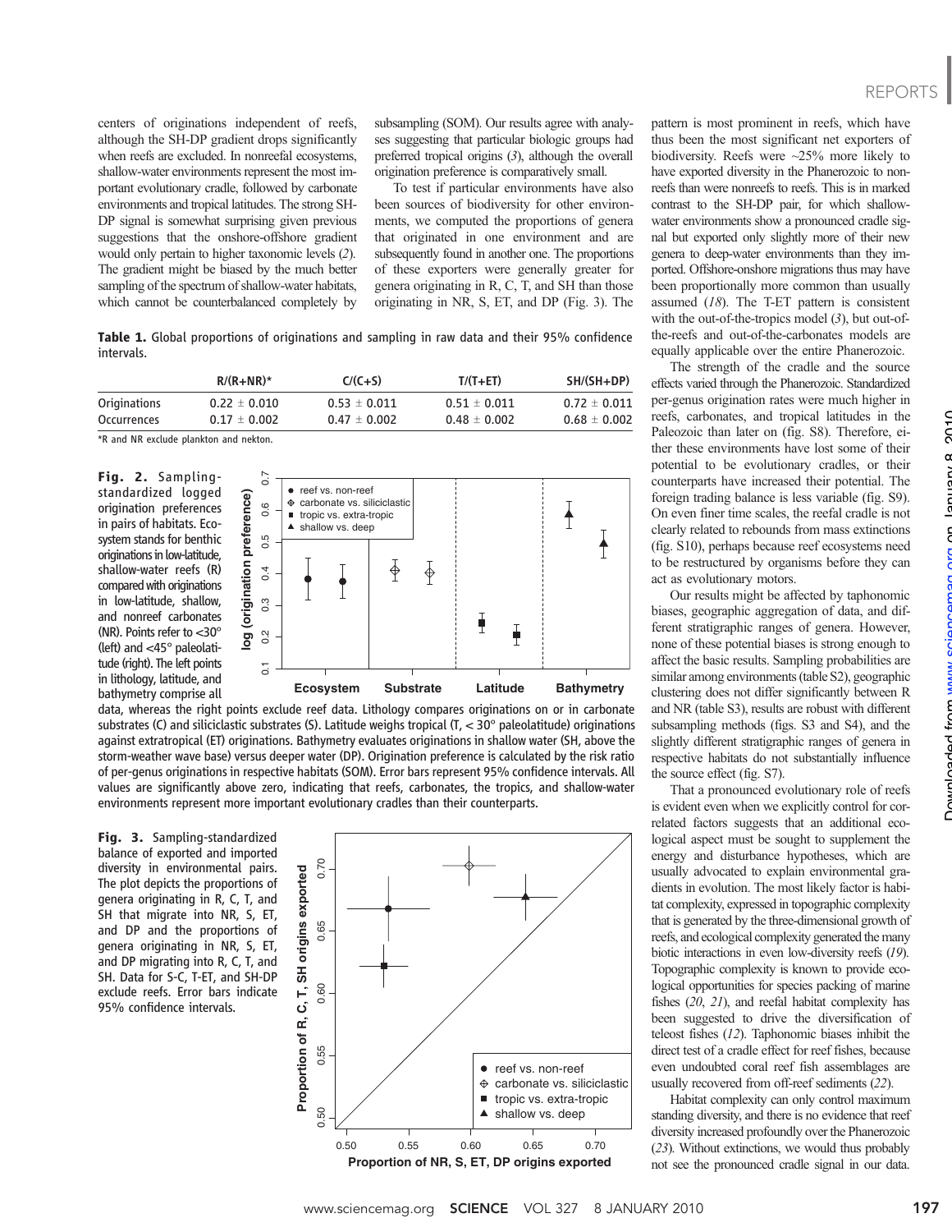centers of originations independent of reefs, although the SH-DP gradient drops significantly when reefs are excluded. In nonreefal ecosystems, shallow-water environments represent the most important evolutionary cradle, followed by carbonate environments and tropical latitudes. The strong SH-DP signal is somewhat surprising given previous suggestions that the onshore-offshore gradient would only pertain to higher taxonomic levels (2). The gradient might be biased by the much better sampling of the spectrum of shallow-water habitats, which cannot be counterbalanced completely by subsampling (SOM). Our results agree with analyses suggesting that particular biologic groups had preferred tropical origins (3), although the overall origination preference is comparatively small.

To test if particular environments have also been sources of biodiversity for other environments, we computed the proportions of genera that originated in one environment and are subsequently found in another one. The proportions of these exporters were generally greater for genera originating in R, C, T, and SH than those originating in NR, S, ET, and DP (Fig. 3). The pattern is most prominent in reefs, which have thus been the most significant net exporters of biodiversity. Reefs were ~25% more likely to have exported diversity in the Phanerozoic to nonreefs than were nonreefs to reefs. This is in marked contrast to the SH-DP pair, for which shallow-water environments show a pronounced cradle signal but exported only slightly more of their new genera to deep-water environments than they imported. Offshore-onshore migrations thus may have been proportionally more common than usually assumed (18). The T-ET pattern is consistent with the out-of-the-tropics model (3), but out-of-the-reefs and out-of-the-carbonates models are equally applicable over the entire Phanerozoic.

**Table 1.** Global proportions of originations and sampling in raw data and their 95% confidence intervals.

| | R/(R+NR)* | C/(C+S) | T/(T+ET) | SH/(SH+DP) |
|---|---|---|---|---|
| Originations | 0.22 ± 0.010 | 0.53 ± 0.011 | 0.51 ± 0.011 | 0.72 ± 0.011 |
| Occurrences | 0.17 ± 0.002 | 0.47 ± 0.002 | 0.48 ± 0.002 | 0.68 ± 0.002 |

*R and NR exclude plankton and nekton.

**Fig. 2.** Sampling-standardized logged origination preferences in pairs of habitats. Ecosystem stands for benthic originations in low-latitude, shallow-water reefs (R) compared with originations in low-latitude, shallow, and nonreef carbonates (NR). Points refer to <30° (left) and <45° paleolatitude (right). The left points in lithology, latitude, and bathymetry comprise all data, whereas the right points exclude reef data. Lithology compares originations on or in carbonate substrates (C) and siliciclastic substrates (S). Latitude weighs tropical (T, < 30° paleolatitude) originations against extratropical (ET) originations. Bathymetry evaluates originations in shallow water (SH, above the storm-weather wave base) versus deeper water (DP). Origination preference is calculated by the risk ratio of per-genus originations in respective habitats (SOM). Error bars represent 95% confidence intervals. All values are significantly above zero, indicating that reefs, carbonates, the tropics, and shallow-water environments represent more important evolutionary cradles than their counterparts.

**Fig. 3.** Sampling-standardized balance of exported and imported diversity in environmental pairs. The plot depicts the proportions of genera originating in R, C, T, and SH that migrate into NR, S, ET, and DP and the proportions of genera originating in NR, S, ET, and DP migrating into R, C, T, and SH. Data for S-C, T-ET, and SH-DP exclude reefs. Error bars indicate 95% confidence intervals.

The strength of the cradle and the source effects varied through the Phanerozoic. Standardized per-genus origination rates were much higher in reefs, carbonates, and tropical latitudes in the Paleozoic than later on (fig. S8). Therefore, either these environments have lost some of their potential to be evolutionary cradles, or their counterparts have increased their potential. The foreign trading balance is less variable (fig. S9). On even finer time scales, the reefal cradle is not clearly related to rebounds from mass extinctions (fig. S10), perhaps because reef ecosystems need to be restructured by organisms before they can act as evolutionary motors.

Our results might be affected by taphonomic biases, geographic aggregation of data, and different stratigraphic ranges of genera. However, none of these potential biases is strong enough to affect the basic results. Sampling probabilities are similar among environments (table S2), geographic clustering does not differ significantly between R and NR (table S3), results are robust with different subsampling methods (figs. S3 and S4), and the slightly different stratigraphic ranges of genera in respective habitats do not substantially influence the source effect (fig. S7).

That a pronounced evolutionary role of reefs is evident even when we explicitly control for correlated factors suggests that an additional ecological aspect must be sought to supplement the energy and disturbance hypotheses, which are usually advocated to explain environmental gradients in evolution. The most likely factor is habitat complexity, expressed in topographic complexity that is generated by the three-dimensional growth of reefs, and ecological complexity generated the many biotic interactions in even low-diversity reefs (19). Topographic complexity is known to provide ecological opportunities for species packing of marine fishes (20, 21), and reefal habitat complexity has been suggested to drive the diversification of teleost fishes (12). Taphonomic biases inhibit the direct test of a cradle effect for reef fishes, because even undoubted coral reef fish assemblages are usually recovered from off-reef sediments (22).

Habitat complexity can only control maximum standing diversity, and there is no evidence that reef diversity increased profoundly over the Phanerozoic (23). Without extinctions, we would thus probably not see the pronounced cradle signal in our data.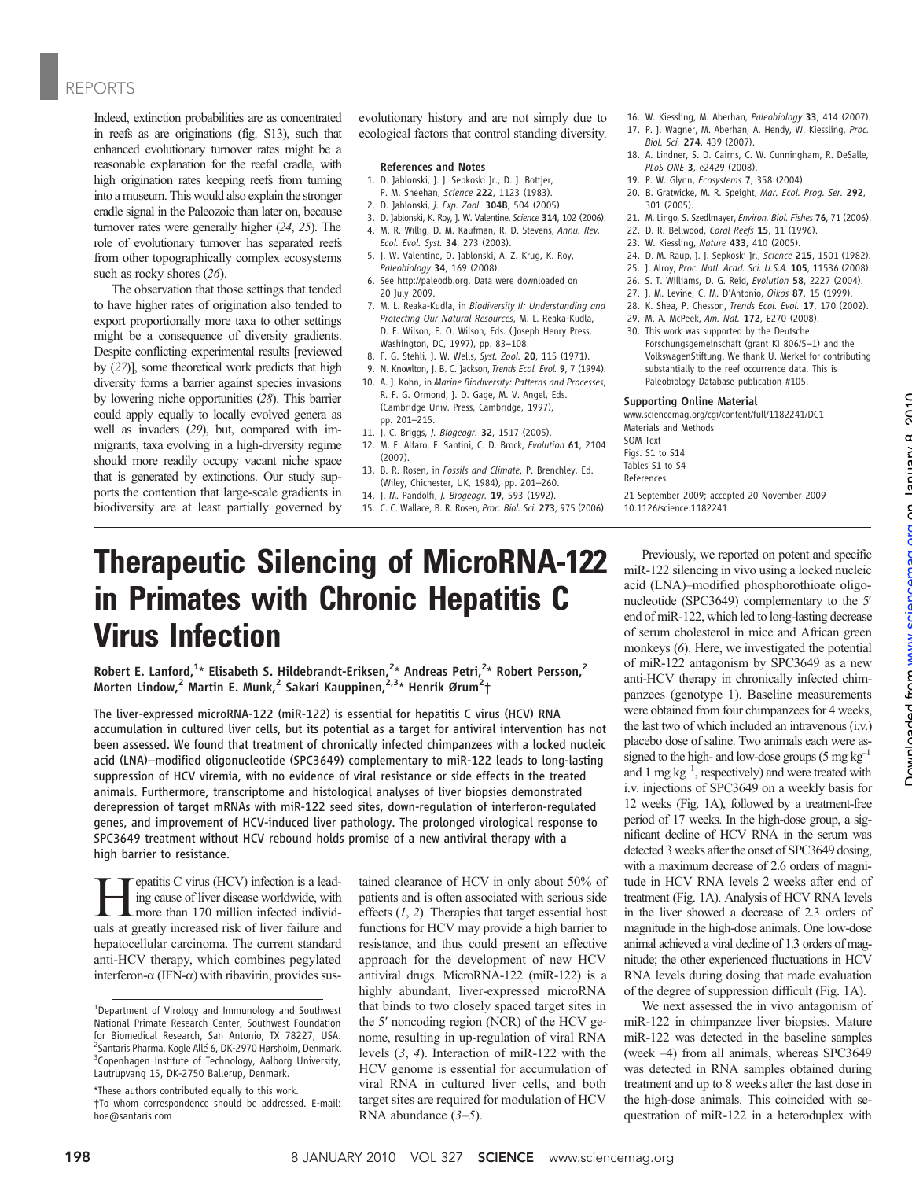Indeed, extinction probabilities are as concentrated in reefs as are originations (fig. S13), such that enhanced evolutionary turnover rates might be a reasonable explanation for the reefal cradle, with high origination rates keeping reefs from turning into a museum. This would also explain the stronger cradle signal in the Paleozoic than later on, because turnover rates were generally higher (*24*, *25*). The role of evolutionary turnover has separated reefs from other topographically complex ecosystems such as rocky shores (*26*).

The observation that those settings that tended to have higher rates of origination also tended to export proportionally more taxa to other settings might be a consequence of diversity gradients. Despite conflicting experimental results [reviewed by (*27*)], some theoretical work predicts that high diversity forms a barrier against species invasions by lowering niche opportunities (*28*). This barrier could apply equally to locally evolved genera as well as invaders (*29*), but, compared with immigrants, taxa evolving in a high-diversity regime should more readily occupy vacant niche space that is generated by extinctions. Our study supports the contention that large-scale gradients in biodiversity are at least partially governed by evolutionary history and are not simply due to ecological factors that control standing diversity.

#### References and Notes

1. D. Jablonski, J. J. Sepkoski Jr., D. J. Bottjer, P. M. Sheehan, *Science* **222**, 1123 (1983).
2. D. Jablonski, *J. Exp. Zool.* **304B**, 504 (2005).
3. D. Jablonski, K. Roy, J. W. Valentine, *Science* **314**, 102 (2006).
4. M. R. Willig, D. M. Kaufman, R. D. Stevens, *Annu. Rev. Ecol. Evol. Syst.* **34**, 273 (2003).
5. J. W. Valentine, D. Jablonski, A. Z. Krug, K. Roy, *Paleobiology* **34**, 169 (2008).
6. See http://paleodb.org. Data were downloaded on 20 July 2009.
7. M. L. Reaka-Kudla, in *Biodiversity II: Understanding and Protecting Our Natural Resources*, M. L. Reaka-Kudla, D. E. Wilson, E. O. Wilson, Eds. (Joseph Henry Press, Washington, DC, 1997), pp. 83–108.
8. F. G. Stehli, J. W. Wells, *Syst. Zool.* **20**, 115 (1971).
9. N. Knowlton, J. B. C. Jackson, *Trends Ecol. Evol.* **9**, 7 (1994).
10. A. J. Kohn, in *Marine Biodiversity: Patterns and Processes*, R. F. G. Ormond, J. D. Gage, M. V. Angel, Eds. (Cambridge Univ. Press, Cambridge, 1997), pp. 201–215.
11. J. C. Briggs, *J. Biogeogr.* **32**, 1517 (2005).
12. M. E. Alfaro, F. Santini, C. D. Brock, *Evolution* **61**, 2104 (2007).
13. B. R. Rosen, in *Fossils and Climate*, P. Brenchley, Ed. (Wiley, Chichester, UK, 1984), pp. 201–260.
14. J. M. Pandolfi, *J. Biogeogr.* **19**, 593 (1992).
15. C. C. Wallace, B. R. Rosen, *Proc. Biol. Sci.* **273**, 975 (2006).
16. W. Kiessling, M. Aberhan, *Paleobiology* **33**, 414 (2007).
17. P. J. Wagner, M. Aberhan, A. Hendy, W. Kiessling, *Proc. Biol. Sci.* **274**, 439 (2007).
18. A. Lindner, S. D. Cairns, C. W. Cunningham, R. DeSalle, *PLoS ONE* **3**, e2429 (2008).
19. P. W. Glynn, *Ecosystems* **7**, 358 (2004).
20. B. Gratwicke, M. R. Speight, *Mar. Ecol. Prog. Ser.* **292**, 301 (2005).
21. M. Lingo, S. Szedlmayer, *Environ. Biol. Fishes* **76**, 71 (2006).
22. D. R. Bellwood, *Coral Reefs* **15**, 11 (1996).
23. W. Kiessling, *Nature* **433**, 410 (2005).
24. D. M. Raup, J. J. Sepkoski Jr., *Science* **215**, 1501 (1982).
25. J. Alroy, *Proc. Natl. Acad. Sci. U.S.A.* **105**, 11536 (2008).
26. S. T. Williams, D. G. Reid, *Evolution* **58**, 2227 (2004).
27. J. M. Levine, C. M. D'Antonio, *Oikos* **87**, 15 (1999).
28. K. Shea, P. Chesson, *Trends Ecol. Evol.* **17**, 170 (2002).
29. M. A. McPeek, *Am. Nat.* **172**, E270 (2008).
30. This work was supported by the Deutsche Forschungsgemeinschaft (grant KI 806/5–1) and the VolkswagenStiftung. We thank U. Merkel for contributing substantially to the reef occurrence data. This is Paleobiology Database publication #105.

#### Supporting Online Material

www.sciencemag.org/cgi/content/full/1182241/DC1
Materials and Methods
SOM Text
Figs. S1 to S14
Tables S1 to S4
References

21 September 2009; accepted 20 November 2009
10.1126/science.1182241

# Therapeutic Silencing of MicroRNA-122 in Primates with Chronic Hepatitis C Virus Infection

**Robert E. Lanford,[1]\* Elisabeth S. Hildebrandt-Eriksen,[2]\* Andreas Petri,[2]\* Robert Persson,[2] Morten Lindow,[2] Martin E. Munk,[2] Sakari Kauppinen,[2,3]\* Henrik Ørum[2]†**

The liver-expressed microRNA-122 (miR-122) is essential for hepatitis C virus (HCV) RNA accumulation in cultured liver cells, but its potential as a target for antiviral intervention has not been assessed. We found that treatment of chronically infected chimpanzees with a locked nucleic acid (LNA)–modified oligonucleotide (SPC3649) complementary to miR-122 leads to long-lasting suppression of HCV viremia, with no evidence of viral resistance or side effects in the treated animals. Furthermore, transcriptome and histological analyses of liver biopsies demonstrated derepression of target mRNAs with miR-122 seed sites, down-regulation of interferon-regulated genes, and improvement of HCV-induced liver pathology. The prolonged virological response to SPC3649 treatment without HCV rebound holds promise of a new antiviral therapy with a high barrier to resistance.

Hepatitis C virus (HCV) infection is a leading cause of liver disease worldwide, with more than 170 million infected individuals at greatly increased risk of liver failure and hepatocellular carcinoma. The current standard anti-HCV therapy, which combines pegylated interferon-α (IFN-α) with ribavirin, provides sustained clearance of HCV in only about 50% of patients and is often associated with serious side effects (*1*, *2*). Therapies that target essential host functions for HCV may provide a high barrier to resistance, and thus could present an effective approach for the development of new HCV antiviral drugs. MicroRNA-122 (miR-122) is a highly abundant, liver-expressed microRNA that binds to two closely spaced target sites in the 5′ noncoding region (NCR) of the HCV genome, resulting in up-regulation of viral RNA levels (*3*, *4*). Interaction of miR-122 with the HCV genome is essential for accumulation of viral RNA in cultured liver cells, and both target sites are required for modulation of HCV RNA abundance (*3*–*5*).

[1]Department of Virology and Immunology and Southwest National Primate Research Center, Southwest Foundation for Biomedical Research, San Antonio, TX 78227, USA. [2]Santaris Pharma, Kogle Allé 6, DK-2970 Hørsholm, Denmark. [3]Copenhagen Institute of Technology, Aalborg University, Lautrupvang 15, DK-2750 Ballerup, Denmark.

\*These authors contributed equally to this work.
†To whom correspondence should be addressed. E-mail: hoe@santaris.com

Previously, we reported on potent and specific miR-122 silencing in vivo using a locked nucleic acid (LNA)–modified phosphorothioate oligonucleotide (SPC3649) complementary to the 5′ end of miR-122, which led to long-lasting decrease of serum cholesterol in mice and African green monkeys (*6*). Here, we investigated the potential of miR-122 antagonism by SPC3649 as a new anti-HCV therapy in chronically infected chimpanzees (genotype 1). Baseline measurements were obtained from four chimpanzees for 4 weeks, the last two of which included an intravenous (i.v.) placebo dose of saline. Two animals each were assigned to the high- and low-dose groups (5 mg $kg^{-1}$ and 1 mg $kg^{-1}$, respectively) and were treated with i.v. injections of SPC3649 on a weekly basis for 12 weeks (Fig. 1A), followed by a treatment-free period of 17 weeks. In the high-dose group, a significant decline of HCV RNA in the serum was detected 3 weeks after the onset of SPC3649 dosing, with a maximum decrease of 2.6 orders of magnitude in HCV RNA levels 2 weeks after end of treatment (Fig. 1A). Analysis of HCV RNA levels in the liver showed a decrease of 2.3 orders of magnitude in the high-dose animals. One low-dose animal achieved a viral decline of 1.3 orders of magnitude; the other experienced fluctuations in HCV RNA levels during dosing that made evaluation of the degree of suppression difficult (Fig. 1A).

We next assessed the in vivo antagonism of miR-122 in chimpanzee liver biopsies. Mature miR-122 was detected in the baseline samples (week –4) from all animals, whereas SPC3649 was detected in RNA samples obtained during treatment and up to 8 weeks after the last dose in the high-dose animals. This coincided with sequestration of miR-122 in a heteroduplex with